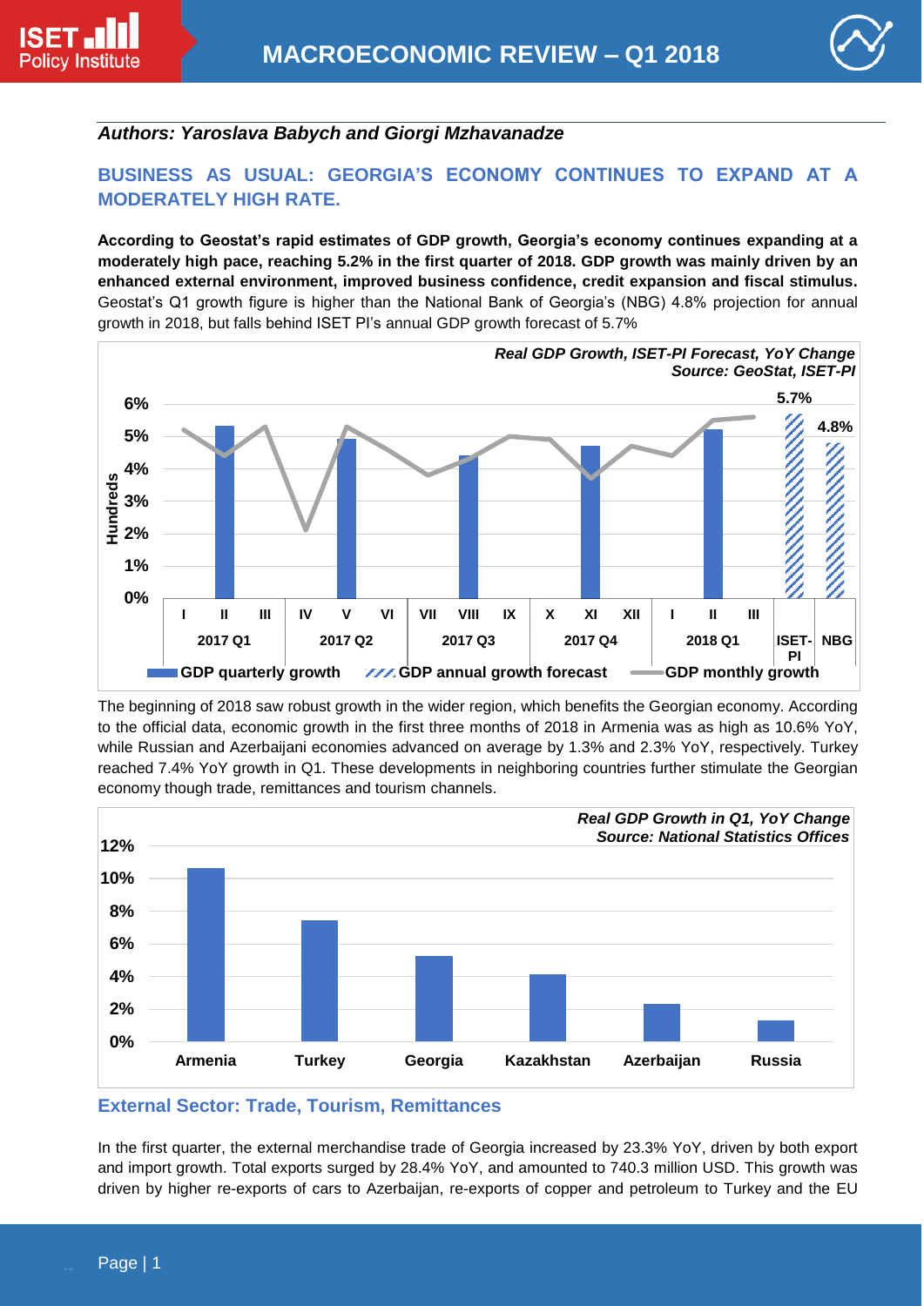*Authors: Yaroslava Babych and Giorgi Mzhavanadze*

## BUSINESS AS USUAL: GEORGIA'S ECONOMY CONTINUES TO EXPAND AT A MODERATELY HIGH RATE.

**According to Geostat's rapid estimates of GDP growth, Georgia's economy continues expanding at a moderately high pace, reaching 5.2% in the first quarter of 2018. GDP growth was mainly driven by an enhanced external environment, improved business confidence, credit expansion and fiscal stimulus.** Geostat's Q1 growth figure is higher than the National Bank of Georgia's (NBG) 4.8% projection for annual growth in 2018, but falls behind ISET PI's annual GDP growth forecast of 5.7%

*Real GDP Growth, ISET-PI Forecast, YoY Change*
*Source: GeoStat, ISET-PI*

The beginning of 2018 saw robust growth in the wider region, which benefits the Georgian economy. According to the official data, economic growth in the first three months of 2018 in Armenia was as high as 10.6% YoY, while Russian and Azerbaijani economies advanced on average by 1.3% and 2.3% YoY, respectively. Turkey reached 7.4% YoY growth in Q1. These developments in neighboring countries further stimulate the Georgian economy though trade, remittances and tourism channels.

*Real GDP Growth in Q1, YoY Change*
*Source: National Statistics Offices*

### External Sector: Trade, Tourism, Remittances

In the first quarter, the external merchandise trade of Georgia increased by 23.3% YoY, driven by both export and import growth. Total exports surged by 28.4% YoY, and amounted to 740.3 million USD. This growth was driven by higher re-exports of cars to Azerbaijan, re-exports of copper and petroleum to Turkey and the EU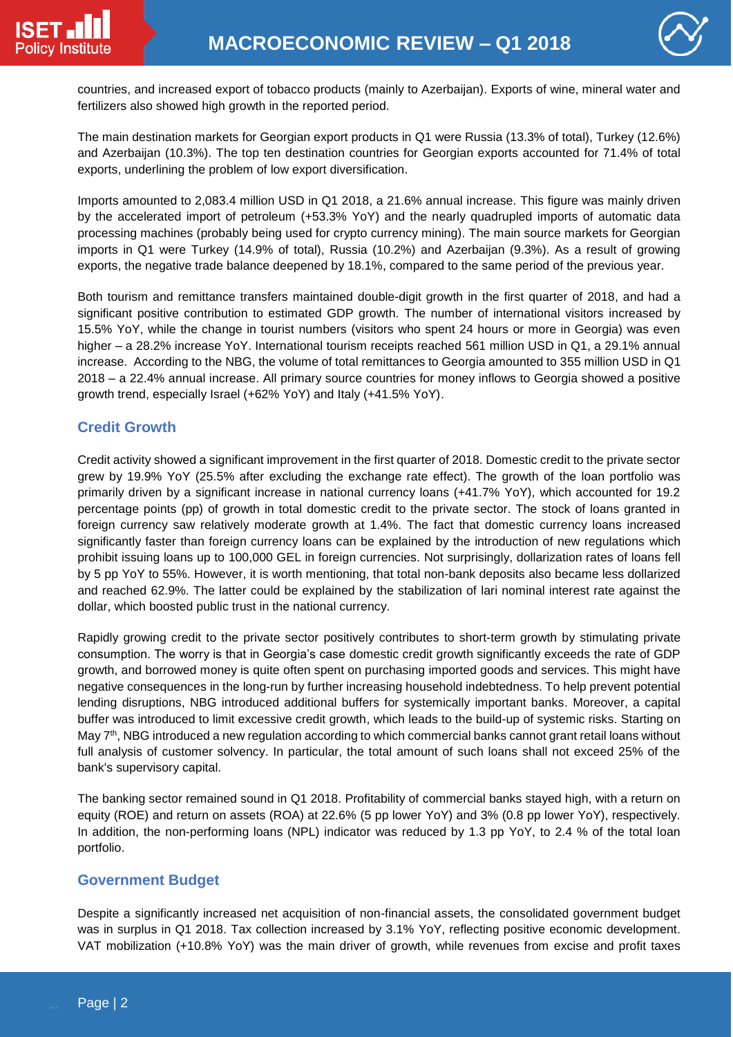countries, and increased export of tobacco products (mainly to Azerbaijan). Exports of wine, mineral water and fertilizers also showed high growth in the reported period.

The main destination markets for Georgian export products in Q1 were Russia (13.3% of total), Turkey (12.6%) and Azerbaijan (10.3%). The top ten destination countries for Georgian exports accounted for 71.4% of total exports, underlining the problem of low export diversification.

Imports amounted to 2,083.4 million USD in Q1 2018, a 21.6% annual increase. This figure was mainly driven by the accelerated import of petroleum (+53.3% YoY) and the nearly quadrupled imports of automatic data processing machines (probably being used for crypto currency mining). The main source markets for Georgian imports in Q1 were Turkey (14.9% of total), Russia (10.2%) and Azerbaijan (9.3%). As a result of growing exports, the negative trade balance deepened by 18.1%, compared to the same period of the previous year.

Both tourism and remittance transfers maintained double-digit growth in the first quarter of 2018, and had a significant positive contribution to estimated GDP growth. The number of international visitors increased by 15.5% YoY, while the change in tourist numbers (visitors who spent 24 hours or more in Georgia) was even higher – a 28.2% increase YoY. International tourism receipts reached 561 million USD in Q1, a 29.1% annual increase. According to the NBG, the volume of total remittances to Georgia amounted to 355 million USD in Q1 2018 – a 22.4% annual increase. All primary source countries for money inflows to Georgia showed a positive growth trend, especially Israel (+62% YoY) and Italy (+41.5% YoY).

## Credit Growth

Credit activity showed a significant improvement in the first quarter of 2018. Domestic credit to the private sector grew by 19.9% YoY (25.5% after excluding the exchange rate effect). The growth of the loan portfolio was primarily driven by a significant increase in national currency loans (+41.7% YoY), which accounted for 19.2 percentage points (pp) of growth in total domestic credit to the private sector. The stock of loans granted in foreign currency saw relatively moderate growth at 1.4%. The fact that domestic currency loans increased significantly faster than foreign currency loans can be explained by the introduction of new regulations which prohibit issuing loans up to 100,000 GEL in foreign currencies. Not surprisingly, dollarization rates of loans fell by 5 pp YoY to 55%. However, it is worth mentioning, that total non-bank deposits also became less dollarized and reached 62.9%. The latter could be explained by the stabilization of lari nominal interest rate against the dollar, which boosted public trust in the national currency.

Rapidly growing credit to the private sector positively contributes to short-term growth by stimulating private consumption. The worry is that in Georgia's case domestic credit growth significantly exceeds the rate of GDP growth, and borrowed money is quite often spent on purchasing imported goods and services. This might have negative consequences in the long-run by further increasing household indebtedness. To help prevent potential lending disruptions, NBG introduced additional buffers for systemically important banks. Moreover, a capital buffer was introduced to limit excessive credit growth, which leads to the build-up of systemic risks. Starting on May 7th, NBG introduced a new regulation according to which commercial banks cannot grant retail loans without full analysis of customer solvency. In particular, the total amount of such loans shall not exceed 25% of the bank's supervisory capital.

The banking sector remained sound in Q1 2018. Profitability of commercial banks stayed high, with a return on equity (ROE) and return on assets (ROA) at 22.6% (5 pp lower YoY) and 3% (0.8 pp lower YoY), respectively. In addition, the non-performing loans (NPL) indicator was reduced by 1.3 pp YoY, to 2.4 % of the total loan portfolio.

## Government Budget

Despite a significantly increased net acquisition of non-financial assets, the consolidated government budget was in surplus in Q1 2018. Tax collection increased by 3.1% YoY, reflecting positive economic development. VAT mobilization (+10.8% YoY) was the main driver of growth, while revenues from excise and profit taxes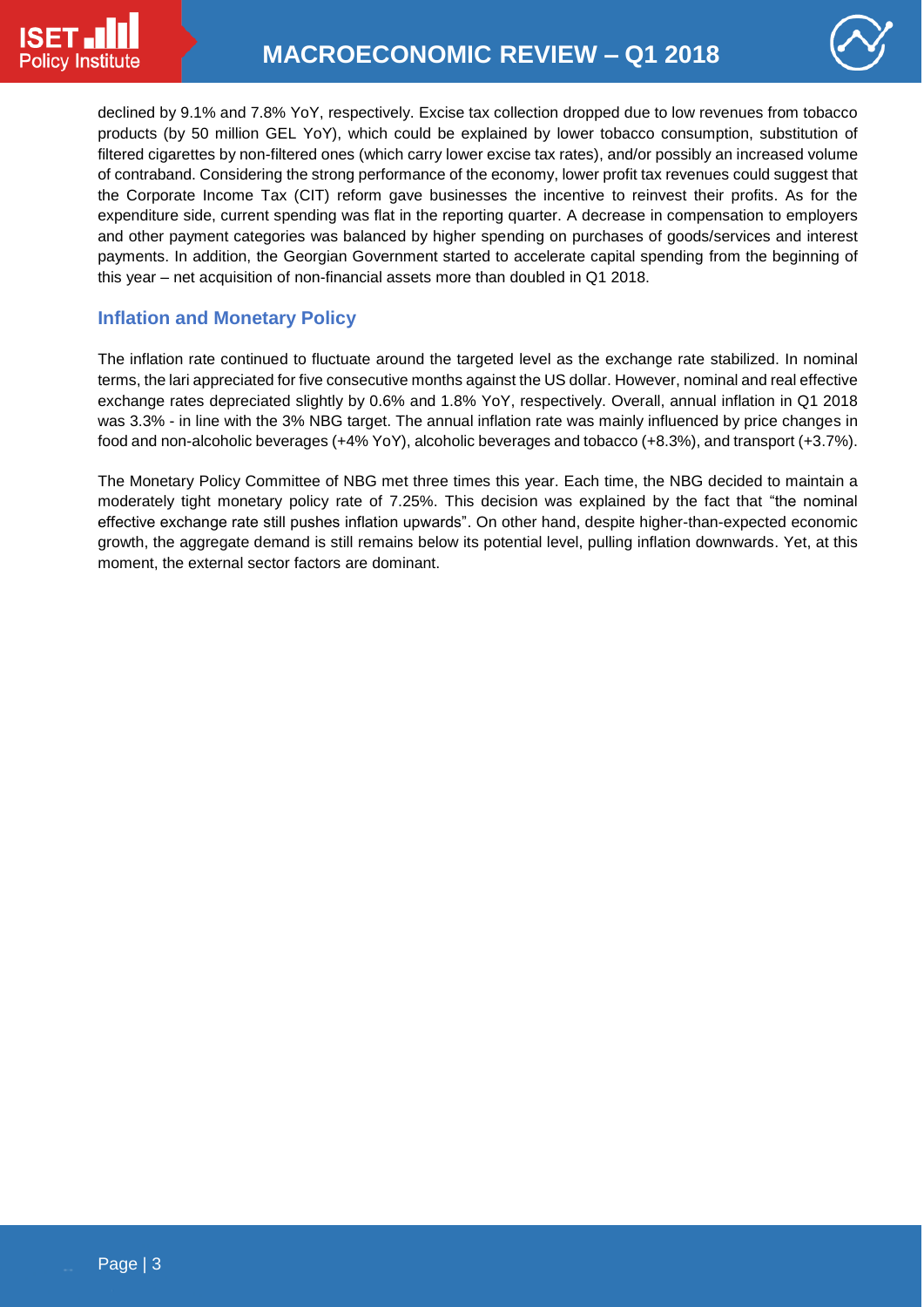declined by 9.1% and 7.8% YoY, respectively. Excise tax collection dropped due to low revenues from tobacco products (by 50 million GEL YoY), which could be explained by lower tobacco consumption, substitution of filtered cigarettes by non-filtered ones (which carry lower excise tax rates), and/or possibly an increased volume of contraband. Considering the strong performance of the economy, lower profit tax revenues could suggest that the Corporate Income Tax (CIT) reform gave businesses the incentive to reinvest their profits. As for the expenditure side, current spending was flat in the reporting quarter. A decrease in compensation to employers and other payment categories was balanced by higher spending on purchases of goods/services and interest payments. In addition, the Georgian Government started to accelerate capital spending from the beginning of this year – net acquisition of non-financial assets more than doubled in Q1 2018.

## Inflation and Monetary Policy

The inflation rate continued to fluctuate around the targeted level as the exchange rate stabilized. In nominal terms, the lari appreciated for five consecutive months against the US dollar. However, nominal and real effective exchange rates depreciated slightly by 0.6% and 1.8% YoY, respectively. Overall, annual inflation in Q1 2018 was 3.3% - in line with the 3% NBG target. The annual inflation rate was mainly influenced by price changes in food and non-alcoholic beverages (+4% YoY), alcoholic beverages and tobacco (+8.3%), and transport (+3.7%).

The Monetary Policy Committee of NBG met three times this year. Each time, the NBG decided to maintain a moderately tight monetary policy rate of 7.25%. This decision was explained by the fact that "the nominal effective exchange rate still pushes inflation upwards". On other hand, despite higher-than-expected economic growth, the aggregate demand is still remains below its potential level, pulling inflation downwards. Yet, at this moment, the external sector factors are dominant.